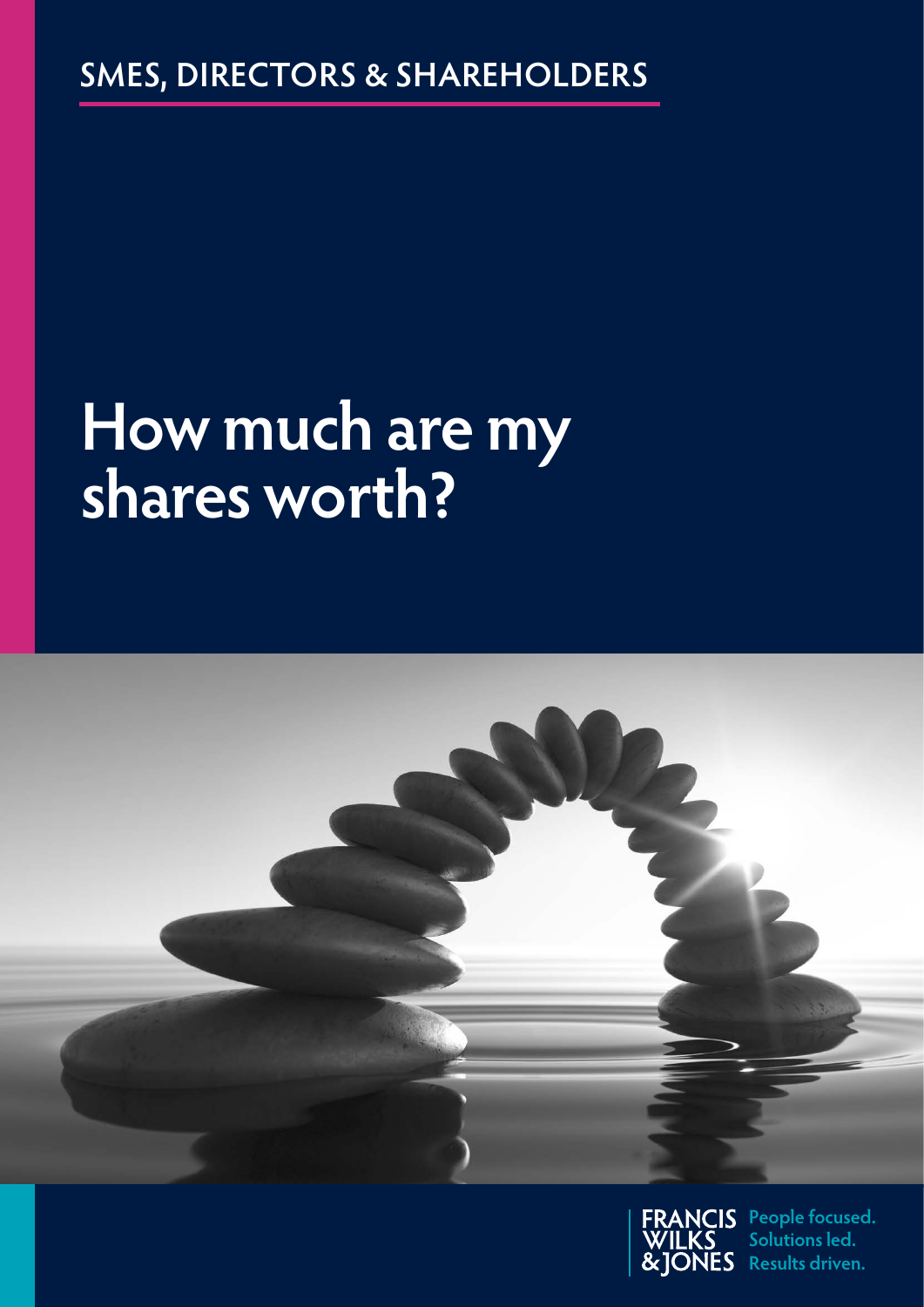SMES, DIRECTORS & SHAREHOLDERS

# How much are my shares worth?

FRANCIS WILKS & JONES

People focused.
Solutions led.
Results driven.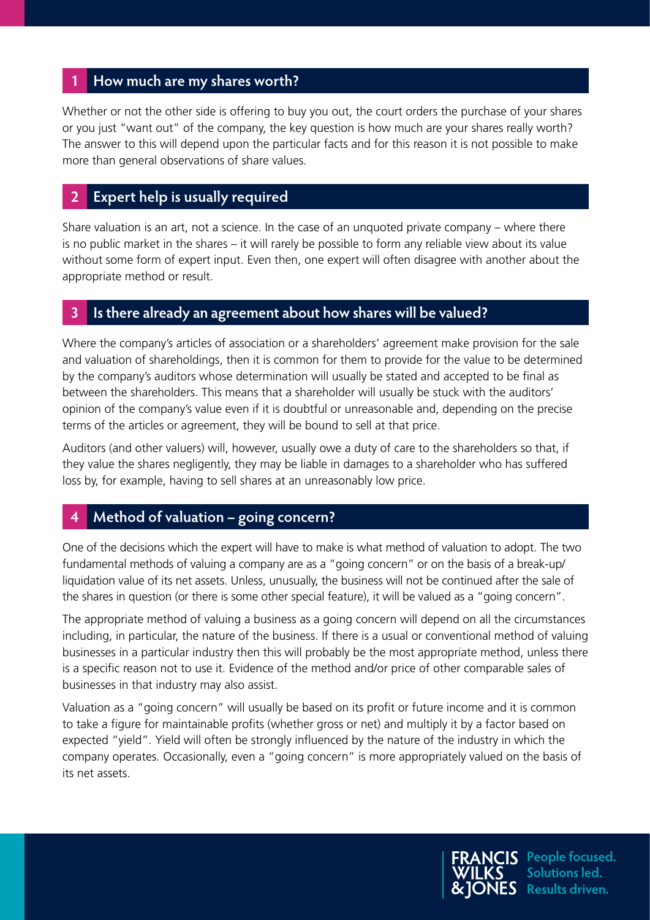## 1 How much are my shares worth?

Whether or not the other side is offering to buy you out, the court orders the purchase of your shares or you just "want out" of the company, the key question is how much are your shares really worth? The answer to this will depend upon the particular facts and for this reason it is not possible to make more than general observations of share values.

## 2 Expert help is usually required

Share valuation is an art, not a science. In the case of an unquoted private company – where there is no public market in the shares – it will rarely be possible to form any reliable view about its value without some form of expert input. Even then, one expert will often disagree with another about the appropriate method or result.

## 3 Is there already an agreement about how shares will be valued?

Where the company's articles of association or a shareholders' agreement make provision for the sale and valuation of shareholdings, then it is common for them to provide for the value to be determined by the company's auditors whose determination will usually be stated and accepted to be final as between the shareholders. This means that a shareholder will usually be stuck with the auditors' opinion of the company's value even if it is doubtful or unreasonable and, depending on the precise terms of the articles or agreement, they will be bound to sell at that price.

Auditors (and other valuers) will, however, usually owe a duty of care to the shareholders so that, if they value the shares negligently, they may be liable in damages to a shareholder who has suffered loss by, for example, having to sell shares at an unreasonably low price.

## 4 Method of valuation – going concern?

One of the decisions which the expert will have to make is what method of valuation to adopt. The two fundamental methods of valuing a company are as a "going concern" or on the basis of a break-up/ liquidation value of its net assets. Unless, unusually, the business will not be continued after the sale of the shares in question (or there is some other special feature), it will be valued as a "going concern".

The appropriate method of valuing a business as a going concern will depend on all the circumstances including, in particular, the nature of the business. If there is a usual or conventional method of valuing businesses in a particular industry then this will probably be the most appropriate method, unless there is a specific reason not to use it. Evidence of the method and/or price of other comparable sales of businesses in that industry may also assist.

Valuation as a "going concern" will usually be based on its profit or future income and it is common to take a figure for maintainable profits (whether gross or net) and multiply it by a factor based on expected "yield". Yield will often be strongly influenced by the nature of the industry in which the company operates. Occasionally, even a "going concern" is more appropriately valued on the basis of its net assets.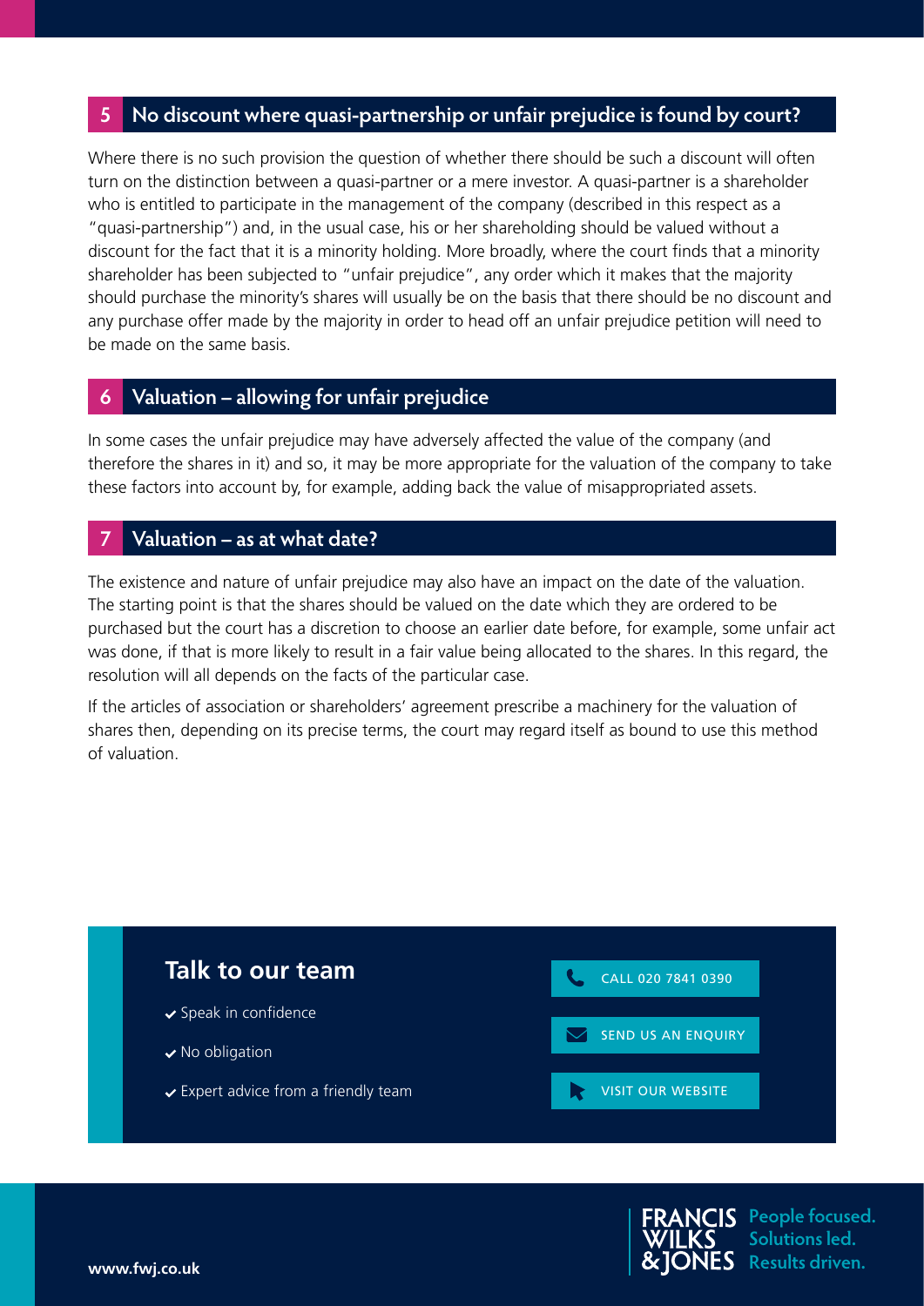## 5 No discount where quasi-partnership or unfair prejudice is found by court?

Where there is no such provision the question of whether there should be such a discount will often turn on the distinction between a quasi-partner or a mere investor. A quasi-partner is a shareholder who is entitled to participate in the management of the company (described in this respect as a "quasi-partnership") and, in the usual case, his or her shareholding should be valued without a discount for the fact that it is a minority holding. More broadly, where the court finds that a minority shareholder has been subjected to "unfair prejudice", any order which it makes that the majority should purchase the minority's shares will usually be on the basis that there should be no discount and any purchase offer made by the majority in order to head off an unfair prejudice petition will need to be made on the same basis.

## 6 Valuation – allowing for unfair prejudice

In some cases the unfair prejudice may have adversely affected the value of the company (and therefore the shares in it) and so, it may be more appropriate for the valuation of the company to take these factors into account by, for example, adding back the value of misappropriated assets.

## 7 Valuation – as at what date?

The existence and nature of unfair prejudice may also have an impact on the date of the valuation. The starting point is that the shares should be valued on the date which they are ordered to be purchased but the court has a discretion to choose an earlier date before, for example, some unfair act was done, if that is more likely to result in a fair value being allocated to the shares. In this regard, the resolution will all depends on the facts of the particular case.

If the articles of association or shareholders' agreement prescribe a machinery for the valuation of shares then, depending on its precise terms, the court may regard itself as bound to use this method of valuation.

## Talk to our team

- Speak in confidence
- No obligation
- Expert advice from a friendly team

CALL 020 7841 0390

SEND US AN ENQUIRY

VISIT OUR WEBSITE

FRANCIS WILKS & JONES — People focused. Solutions led. Results driven.

www.fwj.co.uk